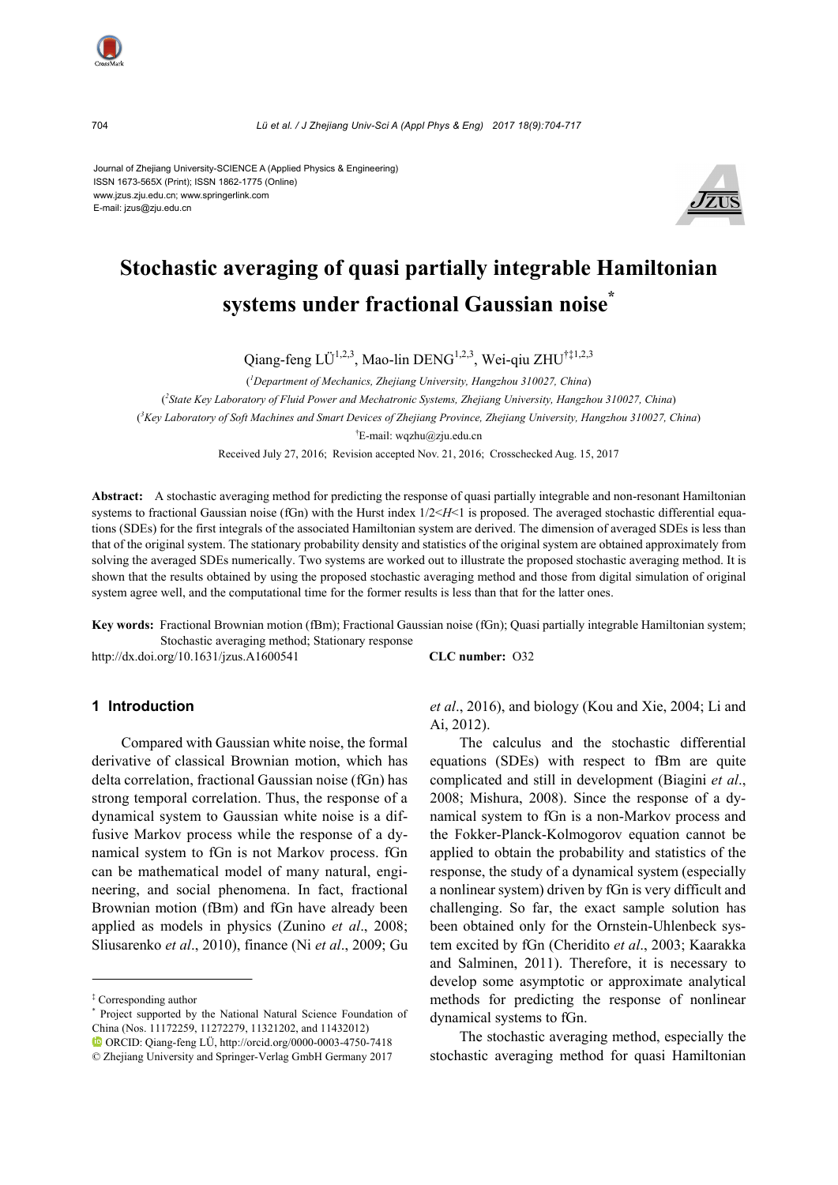Journal of Zhejiang University-SCIENCE A (Applied Physics & Engineering)
ISSN 1673-565X (Print); ISSN 1862-1775 (Online)
www.jzus.zju.edu.cn; www.springerlink.com
E-mail: jzus@zju.edu.cn

# Stochastic averaging of quasi partially integrable Hamiltonian systems under fractional Gaussian noise*

Qiang-feng LÜ[1,2,3], Mao-lin DENG[1,2,3], Wei-qiu ZHU†‡[1,2,3]

([1]Department of Mechanics, Zhejiang University, Hangzhou 310027, China)

([2]State Key Laboratory of Fluid Power and Mechatronic Systems, Zhejiang University, Hangzhou 310027, China)

([3]Key Laboratory of Soft Machines and Smart Devices of Zhejiang Province, Zhejiang University, Hangzhou 310027, China)

†E-mail: wqzhu@zju.edu.cn

Received July 27, 2016; Revision accepted Nov. 21, 2016; Crosschecked Aug. 15, 2017

**Abstract:** A stochastic averaging method for predicting the response of quasi partially integrable and non-resonant Hamiltonian systems to fractional Gaussian noise (fGn) with the Hurst index $1/2<H<1$ is proposed. The averaged stochastic differential equations (SDEs) for the first integrals of the associated Hamiltonian system are derived. The dimension of averaged SDEs is less than that of the original system. The stationary probability density and statistics of the original system are obtained approximately from solving the averaged SDEs numerically. Two systems are worked out to illustrate the proposed stochastic averaging method. It is shown that the results obtained by using the proposed stochastic averaging method and those from digital simulation of original system agree well, and the computational time for the former results is less than that for the latter ones.

**Key words:** Fractional Brownian motion (fBm); Fractional Gaussian noise (fGn); Quasi partially integrable Hamiltonian system; Stochastic averaging method; Stationary response

http://dx.doi.org/10.1631/jzus.A1600541 **CLC number:** O32

## 1 Introduction

Compared with Gaussian white noise, the formal derivative of classical Brownian motion, which has delta correlation, fractional Gaussian noise (fGn) has strong temporal correlation. Thus, the response of a dynamical system to Gaussian white noise is a diffusive Markov process while the response of a dynamical system to fGn is not Markov process. fGn can be mathematical model of many natural, engineering, and social phenomena. In fact, fractional Brownian motion (fBm) and fGn have already been applied as models in physics (Zunino *et al*., 2008; Sliusarenko *et al*., 2010), finance (Ni *et al*., 2009; Gu *et al*., 2016), and biology (Kou and Xie, 2004; Li and Ai, 2012).

The calculus and the stochastic differential equations (SDEs) with respect to fBm are quite complicated and still in development (Biagini *et al*., 2008; Mishura, 2008). Since the response of a dynamical system to fGn is a non-Markov process and the Fokker-Planck-Kolmogorov equation cannot be applied to obtain the probability and statistics of the response, the study of a dynamical system (especially a nonlinear system) driven by fGn is very difficult and challenging. So far, the exact sample solution has been obtained only for the Ornstein-Uhlenbeck system excited by fGn (Cheridito *et al*., 2003; Kaarakka and Salminen, 2011). Therefore, it is necessary to develop some asymptotic or approximate analytical methods for predicting the response of nonlinear dynamical systems to fGn.

The stochastic averaging method, especially the stochastic averaging method for quasi Hamiltonian

---

‡ Corresponding author

\* Project supported by the National Natural Science Foundation of China (Nos. 11172259, 11272279, 11321202, and 11432012)

ORCID: Qiang-feng LÜ, http://orcid.org/0000-0003-4750-7418

© Zhejiang University and Springer-Verlag GmbH Germany 2017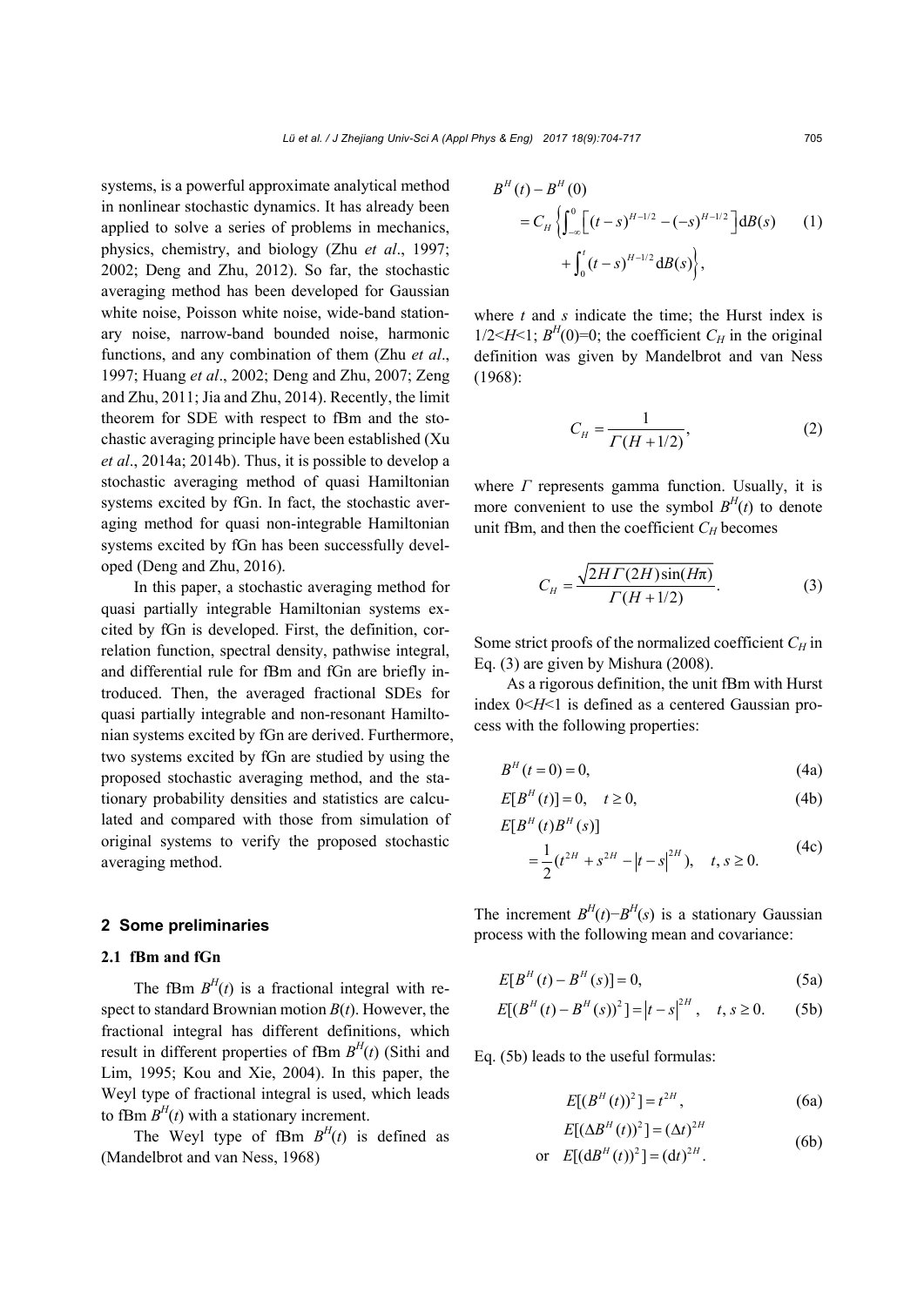systems, is a powerful approximate analytical method in nonlinear stochastic dynamics. It has already been applied to solve a series of problems in mechanics, physics, chemistry, and biology (Zhu *et al*., 1997; 2002; Deng and Zhu, 2012). So far, the stochastic averaging method has been developed for Gaussian white noise, Poisson white noise, wide-band stationary noise, narrow-band bounded noise, harmonic functions, and any combination of them (Zhu *et al*., 1997; Huang *et al*., 2002; Deng and Zhu, 2007; Zeng and Zhu, 2011; Jia and Zhu, 2014). Recently, the limit theorem for SDE with respect to fBm and the stochastic averaging principle have been established (Xu *et al*., 2014a; 2014b). Thus, it is possible to develop a stochastic averaging method of quasi Hamiltonian systems excited by fGn. In fact, the stochastic averaging method for quasi non-integrable Hamiltonian systems excited by fGn has been successfully developed (Deng and Zhu, 2016).

In this paper, a stochastic averaging method for quasi partially integrable Hamiltonian systems excited by fGn is developed. First, the definition, correlation function, spectral density, pathwise integral, and differential rule for fBm and fGn are briefly introduced. Then, the averaged fractional SDEs for quasi partially integrable and non-resonant Hamiltonian systems excited by fGn are derived. Furthermore, two systems excited by fGn are studied by using the proposed stochastic averaging method, and the stationary probability densities and statistics are calculated and compared with those from simulation of original systems to verify the proposed stochastic averaging method.

## 2 Some preliminaries

### 2.1 fBm and fGn

The fBm $B^H(t)$ is a fractional integral with respect to standard Brownian motion $B(t)$. However, the fractional integral has different definitions, which result in different properties of fBm $B^H(t)$ (Sithi and Lim, 1995; Kou and Xie, 2004). In this paper, the Weyl type of fractional integral is used, which leads to fBm $B^H(t)$ with a stationary increment.

The Weyl type of fBm $B^H(t)$ is defined as (Mandelbrot and van Ness, 1968)

$$
\begin{aligned}
&B^H(t)-B^H(0) \\
&= C_H\left\{\int_{-\infty}^{0}\left[(t-s)^{H-1/2}-(-s)^{H-1/2}\right]\mathrm{d}B(s)\right. \\
&\qquad \left.+\int_0^t (t-s)^{H-1/2}\,\mathrm{d}B(s)\right\},
\end{aligned}
\tag{1}
$$

where $t$ and $s$ indicate the time; the Hurst index is $1/2<H<1$; $B^H(0)=0$; the coefficient $C_H$ in the original definition was given by Mandelbrot and van Ness (1968):

$$
C_H=\frac{1}{\Gamma(H+1/2)},
\tag{2}
$$

where $\Gamma$ represents gamma function. Usually, it is more convenient to use the symbol $B^H(t)$ to denote unit fBm, and then the coefficient $C_H$ becomes

$$
C_H=\frac{\sqrt{2H\Gamma(2H)\sin(H\pi)}}{\Gamma(H+1/2)}.
\tag{3}
$$

Some strict proofs of the normalized coefficient $C_H$ in Eq. (3) are given by Mishura (2008).

As a rigorous definition, the unit fBm with Hurst index $0<H<1$ is defined as a centered Gaussian process with the following properties:

$$
B^H(t=0)=0,
\tag{4a}
$$

$$
E[B^H(t)]=0,\quad t\geq 0,
\tag{4b}
$$

$$
\begin{aligned}
&E[B^H(t)B^H(s)] \\
&=\frac{1}{2}(t^{2H}+s^{2H}-\left|t-s\right|^{2H}),\quad t,s\geq 0.
\end{aligned}
\tag{4c}
$$

The increment $B^H(t)-B^H(s)$ is a stationary Gaussian process with the following mean and covariance:

$$
E[B^H(t)-B^H(s)]=0,
\tag{5a}
$$

$$
E[(B^H(t)-B^H(s))^2]=\left|t-s\right|^{2H},\quad t,s\geq 0.
\tag{5b}
$$

Eq. (5b) leads to the useful formulas:

$$
E[(B^H(t))^2]=t^{2H},
\tag{6a}
$$

$$
\begin{aligned}
&E[(\Delta B^H(t))^2]=(\Delta t)^{2H} \\
\text{or}\quad &E[(\mathrm{d}B^H(t))^2]=(\mathrm{d}t)^{2H}.
\end{aligned}
\tag{6b}
$$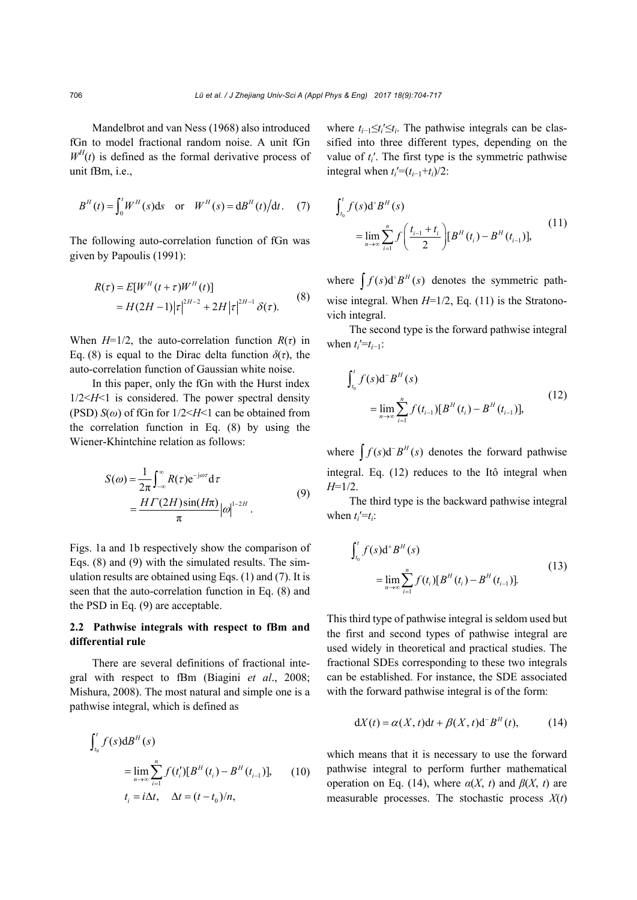Mandelbrot and van Ness (1968) also introduced fGn to model fractional random noise. A unit fGn $W^H(t)$ is defined as the formal derivative process of unit fBm, i.e.,

$$B^H(t) = \int_0^t W^H(s)\mathrm{d}s \quad \text{or} \quad W^H(s) = \mathrm{d}B^H(t)/\mathrm{d}t. \tag{7}$$

The following auto-correlation function of fGn was given by Papoulis (1991):

$$\begin{aligned} R(\tau) &= E[W^H(t+\tau)W^H(t)] \\ &= H(2H-1)|\tau|^{2H-2} + 2H|\tau|^{2H-1}\delta(\tau). \end{aligned} \tag{8}$$

When $H$=1/2, the auto-correlation function $R(\tau)$ in Eq. (8) is equal to the Dirac delta function $\delta(\tau)$, the auto-correlation function of Gaussian white noise.

In this paper, only the fGn with the Hurst index $1/2<H<1$ is considered. The power spectral density (PSD) $S(\omega)$ of fGn for $1/2<H<1$ can be obtained from the correlation function in Eq. (8) by using the Wiener-Khintchine relation as follows:

$$\begin{aligned} S(\omega) &= \frac{1}{2\pi}\int_{-\infty}^{\infty} R(\tau)\mathrm{e}^{-\mathrm{j}\omega\tau}\mathrm{d}\tau \\ &= \frac{H\Gamma(2H)\sin(H\pi)}{\pi}|\omega|^{1-2H}. \end{aligned} \tag{9}$$

Figs. 1a and 1b respectively show the comparison of Eqs. (8) and (9) with the simulated results. The simulation results are obtained using Eqs. (1) and (7). It is seen that the auto-correlation function in Eq. (8) and the PSD in Eq. (9) are acceptable.

### 2.2 Pathwise integrals with respect to fBm and differential rule

There are several definitions of fractional integral with respect to fBm (Biagini *et al*., 2008; Mishura, 2008). The most natural and simple one is a pathwise integral, which is defined as

$$\begin{aligned} &\int_{t_0}^t f(s)\mathrm{d}B^H(s) \\ &= \lim_{n\to\infty}\sum_{i=1}^n f(t_i')[B^H(t_i) - B^H(t_{i-1})], \\ &t_i = i\Delta t, \quad \Delta t = (t-t_0)/n, \end{aligned} \tag{10}$$

where $t_{i-1} \le t_i' \le t_i$. The pathwise integrals can be classified into three different types, depending on the value of $t_i'$. The first type is the symmetric pathwise integral when $t_i'=(t_{i-1}+t_i)/2$:

$$\begin{aligned} &\int_{t_0}^t f(s)\mathrm{d}^\circ B^H(s) \\ &= \lim_{n\to\infty}\sum_{i=1}^n f\left(\frac{t_{i-1}+t_i}{2}\right)[B^H(t_i) - B^H(t_{i-1})], \end{aligned} \tag{11}$$

where $\int f(s)\mathrm{d}^\circ B^H(s)$ denotes the symmetric pathwise integral. When $H$=1/2, Eq. (11) is the Stratonovich integral.

The second type is the forward pathwise integral when $t_i'=t_{i-1}$:

$$\begin{aligned} &\int_{t_0}^t f(s)\mathrm{d}^- B^H(s) \\ &= \lim_{n\to\infty}\sum_{i=1}^n f(t_{i-1})[B^H(t_i) - B^H(t_{i-1})], \end{aligned} \tag{12}$$

where $\int f(s)\mathrm{d}^- B^H(s)$ denotes the forward pathwise integral. Eq. (12) reduces to the Itô integral when $H$=1/2.

The third type is the backward pathwise integral when $t_i'=t_i$:

$$\begin{aligned} &\int_{t_0}^t f(s)\mathrm{d}^+ B^H(s) \\ &= \lim_{n\to\infty}\sum_{i=1}^n f(t_i)[B^H(t_i) - B^H(t_{i-1})]. \end{aligned} \tag{13}$$

This third type of pathwise integral is seldom used but the first and second types of pathwise integral are used widely in theoretical and practical studies. The fractional SDEs corresponding to these two integrals can be established. For instance, the SDE associated with the forward pathwise integral is of the form:

$$\mathrm{d}X(t) = \alpha(X,t)\mathrm{d}t + \beta(X,t)\mathrm{d}^- B^H(t), \tag{14}$$

which means that it is necessary to use the forward pathwise integral to perform further mathematical operation on Eq. (14), where $\alpha(X, t)$ and $\beta(X, t)$ are measurable processes. The stochastic process $X(t)$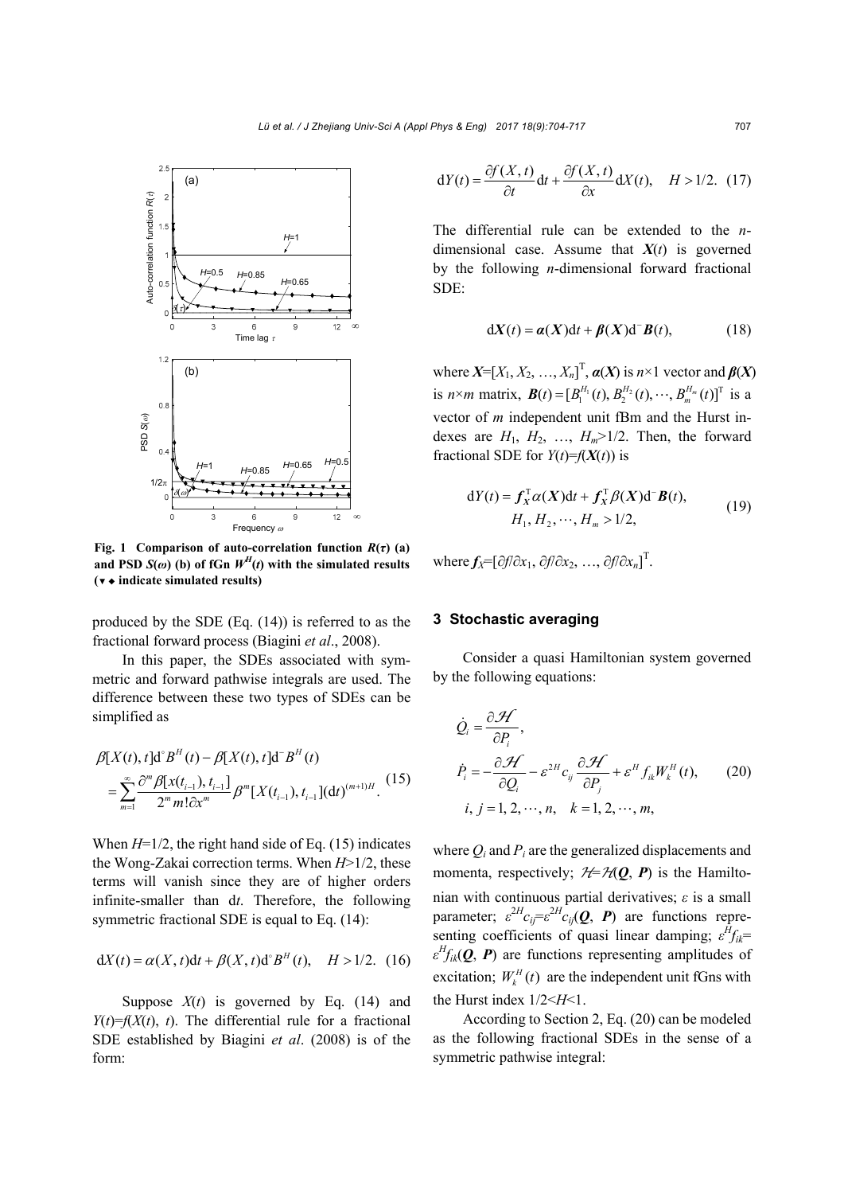**Fig. 1 Comparison of auto-correlation function $R(\tau)$ (a) and PSD $S(\omega)$ (b) of fGn $W^H(t)$ with the simulated results (▾ ◆ indicate simulated results)**

produced by the SDE (Eq. (14)) is referred to as the fractional forward process (Biagini *et al*., 2008).

In this paper, the SDEs associated with symmetric and forward pathwise integrals are used. The difference between these two types of SDEs can be simplified as

$$\beta[X(t),t]\mathrm{d}^{\circ}B^H(t)-\beta[X(t),t]\mathrm{d}^{-}B^H(t)=\sum_{m=1}^{\infty}\frac{\partial^m\beta[x(t_{i-1}),t_{i-1}]}{2^m m!\partial x^m}\beta^m[X(t_{i-1}),t_{i-1}](\mathrm{d}t)^{(m+1)H}. \quad (15)$$

When $H$=1/2, the right hand side of Eq. (15) indicates the Wong-Zakai correction terms. When $H$>1/2, these terms will vanish since they are of higher orders infinite-smaller than d$t$. Therefore, the following symmetric fractional SDE is equal to Eq. (14):

$$\mathrm{d}X(t)=\alpha(X,t)\mathrm{d}t+\beta(X,t)\mathrm{d}^{\circ}B^H(t),\quad H>1/2. \quad (16)$$

Suppose $X(t)$ is governed by Eq. (14) and $Y(t)=f(X(t),\ t)$. The differential rule for a fractional SDE established by Biagini *et al*. (2008) is of the form:

$$\mathrm{d}Y(t)=\frac{\partial f(X,t)}{\partial t}\mathrm{d}t+\frac{\partial f(X,t)}{\partial x}\mathrm{d}X(t),\quad H>1/2. \quad (17)$$

The differential rule can be extended to the $n$-dimensional case. Assume that $\boldsymbol{X}(t)$ is governed by the following $n$-dimensional forward fractional SDE:

$$\mathrm{d}\boldsymbol{X}(t)=\boldsymbol{\alpha}(\boldsymbol{X})\mathrm{d}t+\boldsymbol{\beta}(\boldsymbol{X})\mathrm{d}^{-}\boldsymbol{B}(t), \quad (18)$$

where $\boldsymbol{X}=[X_1, X_2, \ldots, X_n]^{\mathrm{T}}$, $\boldsymbol{\alpha}(\boldsymbol{X})$ is $n\times1$ vector and $\boldsymbol{\beta}(\boldsymbol{X})$ is $n\times m$ matrix, $\boldsymbol{B}(t)=[B_1^{H_1}(t), B_2^{H_2}(t), \cdots, B_m^{H_m}(t)]^{\mathrm{T}}$ is a vector of $m$ independent unit fBm and the Hurst indexes are $H_1, H_2, \ldots, H_m$>1/2. Then, the forward fractional SDE for $Y(t)=f(\boldsymbol{X}(t))$ is

$$\mathrm{d}Y(t)=\boldsymbol{f}_{\boldsymbol{X}}^{\mathrm{T}}\alpha(\boldsymbol{X})\mathrm{d}t+\boldsymbol{f}_{\boldsymbol{X}}^{\mathrm{T}}\beta(\boldsymbol{X})\mathrm{d}^{-}\boldsymbol{B}(t),\quad H_1, H_2, \cdots, H_m>1/2, \quad (19)$$

where $\boldsymbol{f}_X=[\partial f/\partial x_1, \partial f/\partial x_2, \ldots, \partial f/\partial x_n]^{\mathrm{T}}$.

## 3 Stochastic averaging

Consider a quasi Hamiltonian system governed by the following equations:

$$\begin{aligned}\dot{Q}_i&=\frac{\partial\mathcal{H}}{\partial P_i},\\ \dot{P}_i&=-\frac{\partial\mathcal{H}}{\partial Q_i}-\varepsilon^{2H}c_{ij}\frac{\partial\mathcal{H}}{\partial P_j}+\varepsilon^{H}f_{ik}W_k^H(t),\\ &i, j=1, 2, \cdots, n,\quad k=1, 2, \cdots, m,\end{aligned} \quad (20)$$

where $Q_i$ and $P_i$ are the generalized displacements and momenta, respectively; $\mathcal{H}=\mathcal{H}(\boldsymbol{Q}, \boldsymbol{P})$ is the Hamiltonian with continuous partial derivatives; $\varepsilon$ is a small parameter; $\varepsilon^{2H}c_{ij}=\varepsilon^{2H}c_{ij}(\boldsymbol{Q}, \boldsymbol{P})$ are functions representing coefficients of quasi linear damping; $\varepsilon^{H}f_{ik}=\varepsilon^{H}f_{ik}(\boldsymbol{Q}, \boldsymbol{P})$ are functions representing amplitudes of excitation; $W_k^H(t)$ are the independent unit fGns with the Hurst index $1/2<H<1$.

According to Section 2, Eq. (20) can be modeled as the following fractional SDEs in the sense of a symmetric pathwise integral: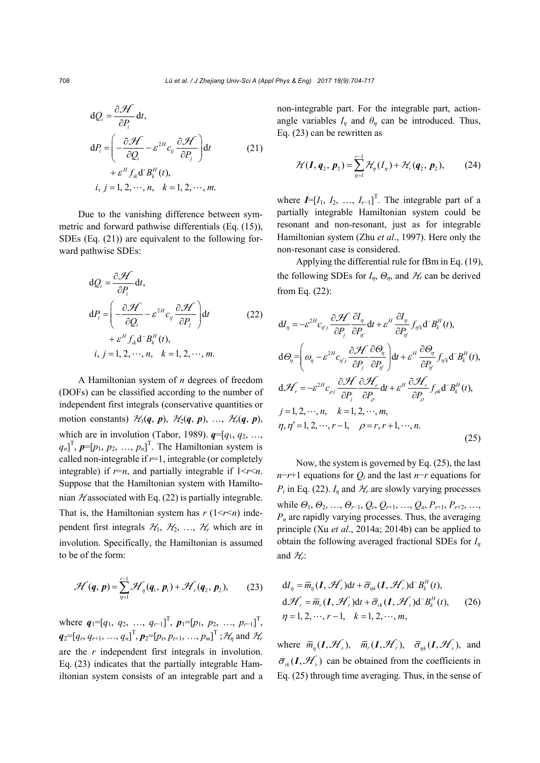$$
\begin{aligned}
\mathrm{d}Q_i &= \frac{\partial \mathcal{H}}{\partial P_i}\mathrm{d}t, \\
\mathrm{d}P_i &= \left(-\frac{\partial \mathcal{H}}{\partial Q_i} - \varepsilon^{2H} c_{ij}\frac{\partial \mathcal{H}}{\partial P_j}\right)\mathrm{d}t \\
&\quad + \varepsilon^{H} f_{ik}\mathrm{d}^{\circ} B_k^H(t), \\
&i, j = 1, 2, \cdots, n, \quad k = 1, 2, \cdots, m.
\end{aligned} \tag{21}
$$

Due to the vanishing difference between symmetric and forward pathwise differentials (Eq. (15)), SDEs (Eq. (21)) are equivalent to the following forward pathwise SDEs:

$$
\begin{aligned}
\mathrm{d}Q_i &= \frac{\partial \mathcal{H}}{\partial P_i}\mathrm{d}t, \\
\mathrm{d}P_i &= \left(-\frac{\partial \mathcal{H}}{\partial Q_i} - \varepsilon^{2H} c_{ij}\frac{\partial \mathcal{H}}{\partial P_j}\right)\mathrm{d}t \\
&\quad + \varepsilon^{H} f_{ik}\mathrm{d}^{-} B_k^H(t), \\
&i, j = 1, 2, \cdots, n, \quad k = 1, 2, \cdots, m.
\end{aligned} \tag{22}
$$

A Hamiltonian system of $n$ degrees of freedom (DOFs) can be classified according to the number of independent first integrals (conservative quantities or motion constants) $\mathcal{H}_1(\boldsymbol{q}, \boldsymbol{p})$, $\mathcal{H}_2(\boldsymbol{q}, \boldsymbol{p})$, …, $\mathcal{H}_r(\boldsymbol{q}, \boldsymbol{p})$, which are in involution (Tabor, 1989). $\boldsymbol{q}=[q_1, q_2, \ldots, q_n]^{\mathrm{T}}$, $\boldsymbol{p}=[p_1, p_2, \ldots, p_n]^{\mathrm{T}}$. The Hamiltonian system is called non-integrable if $r=1$, integrable (or completely integrable) if $r=n$, and partially integrable if $1<r<n$. Suppose that the Hamiltonian system with Hamiltonian $\mathcal{H}$ associated with Eq. (22) is partially integrable. That is, the Hamiltonian system has $r$ ($1<r<n$) independent first integrals $\mathcal{H}_1$, $\mathcal{H}_2$, …, $\mathcal{H}_r$ which are in involution. Specifically, the Hamiltonian is assumed to be of the form:

$$
\mathcal{H}(\boldsymbol{q}, \boldsymbol{p}) = \sum_{\eta=1}^{r-1}\mathcal{H}_{\eta}(\boldsymbol{q}_1, \boldsymbol{p}_1) + \mathcal{H}_r(\boldsymbol{q}_2, \boldsymbol{p}_2), \tag{23}
$$

where $\boldsymbol{q}_1=[q_1, q_2, \ldots, q_{r-1}]^{\mathrm{T}}$, $\boldsymbol{p}_1=[p_1, p_2, \ldots, p_{r-1}]^{\mathrm{T}}$, $\boldsymbol{q}_2=[q_r, q_{r+1}, \ldots, q_n]^{\mathrm{T}}$, $\boldsymbol{p}_2=[p_r, p_{r+1}, \ldots, p_m]^{\mathrm{T}}$ ; $\mathcal{H}_\eta$ and $\mathcal{H}_r$ are the $r$ independent first integrals in involution. Eq. (23) indicates that the partially integrable Hamiltonian system consists of an integrable part and a non-integrable part. For the integrable part, action-angle variables $I_\eta$ and $\theta_\eta$ can be introduced. Thus, Eq. (23) can be rewritten as

$$
\mathcal{H}(\boldsymbol{I}, \boldsymbol{q}_2, \boldsymbol{p}_2) = \sum_{\eta=1}^{r-1}\mathcal{H}_{\eta}(I_\eta) + \mathcal{H}_r(\boldsymbol{q}_2, \boldsymbol{p}_2), \tag{24}
$$

where $\boldsymbol{I}=[I_1, I_2, \ldots, I_{r-1}]^{\mathrm{T}}$. The integrable part of a partially integrable Hamiltonian system could be resonant and non-resonant, just as for integrable Hamiltonian system (Zhu *et al*., 1997). Here only the non-resonant case is considered.

Applying the differential rule for fBm in Eq. (19), the following SDEs for $I_\eta$, $\Theta_\eta$, and $\mathcal{H}_r$ can be derived from Eq. (22):

$$
\begin{aligned}
\mathrm{d}I_\eta &= -\varepsilon^{2H} c_{\eta' j}\frac{\partial \mathcal{H}}{\partial P_j}\frac{\partial I_\eta}{\partial P_{\eta'}}\mathrm{d}t + \varepsilon^{H}\frac{\partial I_\eta}{\partial P_{\eta'}} f_{\eta' k}\mathrm{d}^{-} B_k^H(t), \\
\mathrm{d}\Theta_\eta &= \left(\omega_\eta - \varepsilon^{2H} c_{\eta' j}\frac{\partial \mathcal{H}}{\partial P_j}\frac{\partial \Theta_\eta}{\partial P_{\eta'}}\right)\mathrm{d}t + \varepsilon^{H}\frac{\partial \Theta_\eta}{\partial P_{\eta'}} f_{\eta' k}\mathrm{d}^{-} B_k^H(t), \\
\mathrm{d}\mathcal{H}_r &= -\varepsilon^{2H} c_{\rho j}\frac{\partial \mathcal{H}}{\partial P_j}\frac{\partial \mathcal{H}_r}{\partial P_\rho}\mathrm{d}t + \varepsilon^{H}\frac{\partial \mathcal{H}_r}{\partial P_\rho} f_{\rho k}\mathrm{d}^{-} B_k^H(t), \\
&j = 1, 2, \cdots, n, \quad k = 1, 2, \cdots, m, \\
&\eta, \eta' = 1, 2, \cdots, r-1, \quad \rho = r, r+1, \cdots, n.
\end{aligned} \tag{25}
$$

Now, the system is governed by Eq. (25), the last $n-r+1$ equations for $Q_i$ and the last $n-r$ equations for $P_i$ in Eq. (22). $I_\eta$ and $\mathcal{H}_r$ are slowly varying processes while $\Theta_1, \Theta_2, \ldots, \Theta_{r-1}, Q_r, Q_{r+1}, \ldots, Q_n, P_{r+1}, P_{r+2}, \ldots, P_n$ are rapidly varying processes. Thus, the averaging principle (Xu *et al*., 2014a; 2014b) can be applied to obtain the following averaged fractional SDEs for $I_\eta$ and $\mathcal{H}_r$:

$$
\begin{aligned}
\mathrm{d}I_\eta &= \bar{m}_\eta(\boldsymbol{I}, \mathcal{H}_r)\mathrm{d}t + \bar{\sigma}_{\eta k}(\boldsymbol{I}, \mathcal{H}_r)\mathrm{d}^{-} B_k^H(t), \\
\mathrm{d}\mathcal{H}_r &= \bar{m}_r(\boldsymbol{I}, \mathcal{H}_r)\mathrm{d}t + \bar{\sigma}_{rk}(\boldsymbol{I}, \mathcal{H}_r)\mathrm{d}^{-} B_k^H(t), \\
&\eta = 1, 2, \cdots, r-1, \quad k = 1, 2, \cdots, m,
\end{aligned} \tag{26}
$$

where $\bar{m}_\eta(\boldsymbol{I}, \mathcal{H}_r)$, $\bar{m}_r(\boldsymbol{I}, \mathcal{H}_r)$, $\bar{\sigma}_{\eta k}(\boldsymbol{I}, \mathcal{H}_r)$, and $\bar{\sigma}_{rk}(\boldsymbol{I}, \mathcal{H}_r)$ can be obtained from the coefficients in Eq. (25) through time averaging. Thus, in the sense of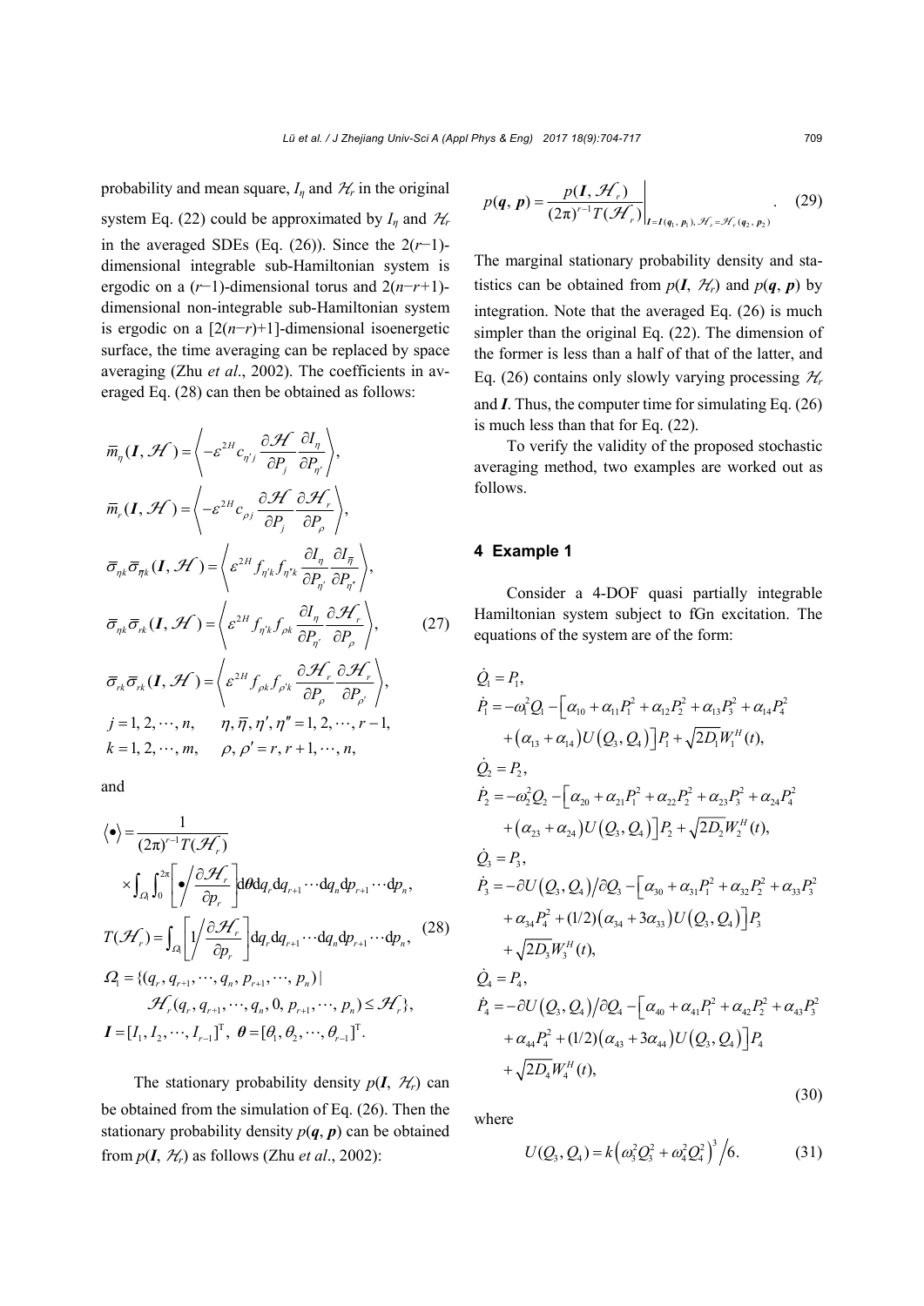probability and mean square, $I_\eta$ and $\mathcal{H}_r$ in the original system Eq. (22) could be approximated by $I_\eta$ and $\mathcal{H}_r$ in the averaged SDEs (Eq. (26)). Since the 2($r$−1)-dimensional integrable sub-Hamiltonian system is ergodic on a ($r$−1)-dimensional torus and 2($n$−$r$+1)-dimensional non-integrable sub-Hamiltonian system is ergodic on a [2($n$−$r$)+1]-dimensional isoenergetic surface, the time averaging can be replaced by space averaging (Zhu *et al*., 2002). The coefficients in averaged Eq. (28) can then be obtained as follows:

$$
\begin{aligned}
&\bar{m}_\eta(\boldsymbol{I},\mathcal{H})=\left\langle -\varepsilon^{2H}c_{\eta' j}\frac{\partial \mathcal{H}}{\partial P_j}\frac{\partial I_\eta}{\partial P_{\eta'}}\right\rangle,\\
&\bar{m}_r(\boldsymbol{I},\mathcal{H})=\left\langle -\varepsilon^{2H}c_{\rho j}\frac{\partial \mathcal{H}}{\partial P_j}\frac{\partial \mathcal{H}_r}{\partial P_\rho}\right\rangle,\\
&\bar{\sigma}_{\eta k}\bar{\sigma}_{\bar{\eta} k}(\boldsymbol{I},\mathcal{H})=\left\langle \varepsilon^{2H}f_{\eta' k}f_{\eta'' k}\frac{\partial I_\eta}{\partial P_{\eta'}}\frac{\partial I_{\bar{\eta}}}{\partial P_{\eta''}}\right\rangle,\\
&\bar{\sigma}_{\eta k}\bar{\sigma}_{r k}(\boldsymbol{I},\mathcal{H})=\left\langle \varepsilon^{2H}f_{\eta' k}f_{\rho k}\frac{\partial I_\eta}{\partial P_{\eta'}}\frac{\partial \mathcal{H}_r}{\partial P_\rho}\right\rangle,\\
&\bar{\sigma}_{r k}\bar{\sigma}_{r k}(\boldsymbol{I},\mathcal{H})=\left\langle \varepsilon^{2H}f_{\rho k}f_{\rho' k}\frac{\partial \mathcal{H}_r}{\partial P_\rho}\frac{\partial \mathcal{H}_r}{\partial P_{\rho'}}\right\rangle,\\
&j=1,2,\cdots,n,\quad \eta,\bar{\eta},\eta',\eta''=1,2,\cdots,r-1,\\
&k=1,2,\cdots,m,\quad \rho,\rho'=r,r+1,\cdots,n,
\end{aligned}
\tag{27}
$$

and

$$
\begin{aligned}
&\langle\bullet\rangle=\frac{1}{(2\pi)^{r-1}T(\mathcal{H}_r)}\\
&\quad\times\int_{\Omega_1}\int_0^{2\pi}\left[\bullet\Big/\frac{\partial \mathcal{H}_r}{\partial p_r}\right]\mathrm{d}\boldsymbol{\theta}\mathrm{d}q_r\mathrm{d}q_{r+1}\cdots\mathrm{d}q_n\mathrm{d}p_{r+1}\cdots\mathrm{d}p_n,\\
&T(\mathcal{H}_r)=\int_{\Omega_1}\left[1\Big/\frac{\partial \mathcal{H}_r}{\partial p_r}\right]\mathrm{d}q_r\mathrm{d}q_{r+1}\cdots\mathrm{d}q_n\mathrm{d}p_{r+1}\cdots\mathrm{d}p_n,\\
&\Omega_1=\{(q_r,q_{r+1},\cdots,q_n,p_{r+1},\cdots,p_n)\,|\\
&\qquad\mathcal{H}_r(q_r,q_{r+1},\cdots,q_n,0,p_{r+1},\cdots,p_n)\le\mathcal{H}_r\},\\
&\boldsymbol{I}=[I_1,I_2,\cdots,I_{r-1}]^{\mathrm{T}},\ \boldsymbol{\theta}=[\theta_1,\theta_2,\cdots,\theta_{r-1}]^{\mathrm{T}}.
\end{aligned}
\tag{28}
$$

The stationary probability density $p(\boldsymbol{I}, \mathcal{H}_r)$ can be obtained from the simulation of Eq. (26). Then the stationary probability density $p(\boldsymbol{q}, \boldsymbol{p})$ can be obtained from $p(\boldsymbol{I}, \mathcal{H}_r)$ as follows (Zhu *et al*., 2002):

$$
p(\boldsymbol{q},\boldsymbol{p})=\left.\frac{p(\boldsymbol{I},\mathcal{H}_r)}{(2\pi)^{r-1}T(\mathcal{H}_r)}\right|_{\boldsymbol{I}=\boldsymbol{I}(\boldsymbol{q}_1,\boldsymbol{p}_1),\,\mathcal{H}_r=\mathcal{H}_r(\boldsymbol{q}_2,\boldsymbol{p}_2)}.
\tag{29}
$$

The marginal stationary probability density and statistics can be obtained from $p(\boldsymbol{I}, \mathcal{H}_r)$ and $p(\boldsymbol{q}, \boldsymbol{p})$ by integration. Note that the averaged Eq. (26) is much simpler than the original Eq. (22). The dimension of the former is less than a half of that of the latter, and Eq. (26) contains only slowly varying processing $\mathcal{H}_r$ and $\boldsymbol{I}$. Thus, the computer time for simulating Eq. (26) is much less than that for Eq. (22).

To verify the validity of the proposed stochastic averaging method, two examples are worked out as follows.

## 4 Example 1

Consider a 4-DOF quasi partially integrable Hamiltonian system subject to fGn excitation. The equations of the system are of the form:

$$
\begin{aligned}
\dot{Q}_1&=P_1,\\
\dot{P}_1&=-\omega_1^2Q_1-\left[\alpha_{10}+\alpha_{11}P_1^2+\alpha_{12}P_2^2+\alpha_{13}P_3^2+\alpha_{14}P_4^2\right.\\
&\quad\left.+\left(\alpha_{13}+\alpha_{14}\right)U\left(Q_3,Q_4\right)\right]P_1+\sqrt{2D_1}W_1^H(t),\\
\dot{Q}_2&=P_2,\\
\dot{P}_2&=-\omega_2^2Q_2-\left[\alpha_{20}+\alpha_{21}P_1^2+\alpha_{22}P_2^2+\alpha_{23}P_3^2+\alpha_{24}P_4^2\right.\\
&\quad\left.+\left(\alpha_{23}+\alpha_{24}\right)U\left(Q_3,Q_4\right)\right]P_2+\sqrt{2D_2}W_2^H(t),\\
\dot{Q}_3&=P_3,\\
\dot{P}_3&=-\partial U\left(Q_3,Q_4\right)/\partial Q_3-\left[\alpha_{30}+\alpha_{31}P_1^2+\alpha_{32}P_2^2+\alpha_{33}P_3^2\right.\\
&\quad\left.+\alpha_{34}P_4^2+(1/2)\left(\alpha_{34}+3\alpha_{33}\right)U\left(Q_3,Q_4\right)\right]P_3\\
&\quad+\sqrt{2D_3}W_3^H(t),\\
\dot{Q}_4&=P_4,\\
\dot{P}_4&=-\partial U\left(Q_3,Q_4\right)/\partial Q_4-\left[\alpha_{40}+\alpha_{41}P_1^2+\alpha_{42}P_2^2+\alpha_{43}P_3^2\right.\\
&\quad\left.+\alpha_{44}P_4^2+(1/2)\left(\alpha_{43}+3\alpha_{44}\right)U\left(Q_3,Q_4\right)\right]P_4\\
&\quad+\sqrt{2D_4}W_4^H(t),
\end{aligned}
\tag{30}
$$

where

$$
U(Q_3,Q_4)=k\left(\omega_3^2Q_3^2+\omega_4^2Q_4^2\right)^3\Big/6.
\tag{31}
$$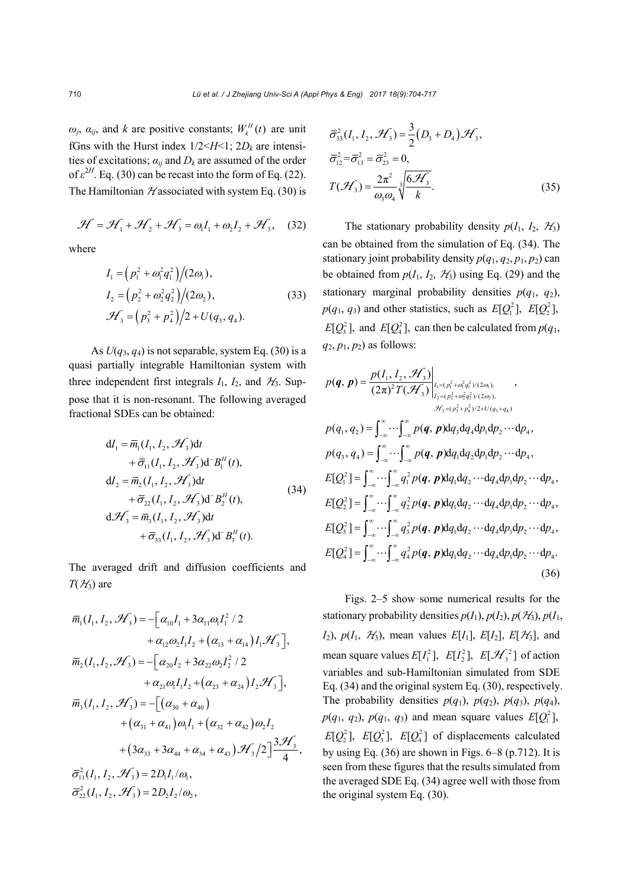$\omega_j$, $\alpha_{ij}$, and $k$ are positive constants; $W_k^H(t)$ are unit fGns with the Hurst index $1/2<H<1$; $2D_k$ are intensities of excitations; $\alpha_{ij}$ and $D_k$ are assumed of the order of $\varepsilon^{2H}$. Eq. (30) can be recast into the form of Eq. (22). The Hamiltonian $\mathcal{H}$ associated with system Eq. (30) is

$$\mathcal{H} = \mathcal{H}_1 + \mathcal{H}_2 + \mathcal{H}_3 = \omega_1 I_1 + \omega_2 I_2 + \mathcal{H}_3, \quad (32)$$

where

$$\begin{aligned} I_1 &= \left(p_1^2 + \omega_1^2 q_1^2\right)\big/(2\omega_1), \\ I_2 &= \left(p_2^2 + \omega_2^2 q_2^2\right)\big/(2\omega_2), \\ \mathcal{H}_3 &= \left(p_3^2 + p_4^2\right)\big/2 + U(q_3, q_4). \end{aligned} \quad (33)$$

As $U(q_3, q_4)$ is not separable, system Eq. (30) is a quasi partially integrable Hamiltonian system with three independent first integrals $I_1$, $I_2$, and $\mathcal{H}_3$. Suppose that it is non-resonant. The following averaged fractional SDEs can be obtained:

$$\begin{aligned} \mathrm{d}I_1 &= \bar{m}_1(I_1, I_2, \mathcal{H}_3)\mathrm{d}t \\ &\quad + \bar{\sigma}_{11}(I_1, I_2, \mathcal{H}_3)\mathrm{d}^- B_1^H(t), \\ \mathrm{d}I_2 &= \bar{m}_2(I_1, I_2, \mathcal{H}_3)\mathrm{d}t \\ &\quad + \bar{\sigma}_{22}(I_1, I_2, \mathcal{H}_3)\mathrm{d}^- B_2^H(t), \\ \mathrm{d}\mathcal{H}_3 &= \bar{m}_3(I_1, I_2, \mathcal{H}_3)\mathrm{d}t \\ &\quad + \bar{\sigma}_{33}(I_1, I_2, \mathcal{H}_3)\mathrm{d}^- B_3^H(t). \end{aligned} \quad (34)$$

The averaged drift and diffusion coefficients and $T(\mathcal{H}_3)$ are

$$\begin{aligned} \bar{m}_1(I_1, I_2, \mathcal{H}_3) &= -\Big[\alpha_{10} I_1 + 3\alpha_{11}\omega_1 I_1^2/2 \\ &\quad + \alpha_{12}\omega_2 I_1 I_2 + \left(\alpha_{13} + \alpha_{14}\right) I_1 \mathcal{H}_3\Big], \\ \bar{m}_2(I_1, I_2, \mathcal{H}_3) &= -\Big[\alpha_{20} I_2 + 3\alpha_{22}\omega_2 I_2^2/2 \\ &\quad + \alpha_{21}\omega_1 I_1 I_2 + \left(\alpha_{23} + \alpha_{24}\right) I_2 \mathcal{H}_3\Big], \\ \bar{m}_3(I_1, I_2, \mathcal{H}_3) &= -\Big[\left(\alpha_{30} + \alpha_{40}\right) \\ &\quad + \left(\alpha_{31} + \alpha_{41}\right)\omega_1 I_1 + \left(\alpha_{32} + \alpha_{42}\right)\omega_2 I_2 \\ &\quad + \left(3\alpha_{33} + 3\alpha_{44} + \alpha_{34} + \alpha_{43}\right)\mathcal{H}_3\big/2\Big]\frac{3\mathcal{H}_3}{4}, \\ \bar{\sigma}_{11}^2(I_1, I_2, \mathcal{H}_3) &= 2D_1 I_1/\omega_1, \\ \bar{\sigma}_{22}^2(I_1, I_2, \mathcal{H}_3) &= 2D_2 I_2/\omega_2, \\ \bar{\sigma}_{33}^2(I_1, I_2, \mathcal{H}_3) &= \frac{3}{2}\left(D_3 + D_4\right)\mathcal{H}_3, \\ \bar{\sigma}_{12}^2 &= \bar{\sigma}_{13}^2 = \bar{\sigma}_{23}^2 = 0, \\ T(\mathcal{H}_3) &= \frac{2\pi^2}{\omega_3\omega_4}\sqrt[3]{\frac{6\mathcal{H}_3}{k}}. \end{aligned} \quad (35)$$

The stationary probability density $p(I_1, I_2, \mathcal{H}_3)$ can be obtained from the simulation of Eq. (34). The stationary joint probability density $p(q_1, q_2, p_1, p_2)$ can be obtained from $p(I_1, I_2, \mathcal{H}_3)$ using Eq. (29) and the stationary marginal probability densities $p(q_1, q_2)$, $p(q_1, q_3)$ and other statistics, such as $E[Q_1^2]$, $E[Q_2^2]$, $E[Q_3^2]$, and $E[Q_4^2]$, can then be calculated from $p(q_1, q_2, p_1, p_2)$ as follows:

$$\begin{aligned} p(\boldsymbol{q}, \boldsymbol{p}) &= \left.\frac{p(I_1, I_2, \mathcal{H}_3)}{(2\pi)^2 T(\mathcal{H}_3)}\right|_{\substack{I_1 = (p_1^2 + \omega_1^2 q_1^2)/(2\omega_1), \\ I_2 = (p_2^2 + \omega_2^2 q_2^2)/(2\omega_2), \\ \mathcal{H}_3 = (p_3^2 + p_4^2)/2 + U(q_3 + q_4)}}, \\ p(q_1, q_2) &= \int_{-\infty}^{\infty}\cdots\int_{-\infty}^{\infty} p(\boldsymbol{q}, \boldsymbol{p})\mathrm{d}q_3\mathrm{d}q_4\mathrm{d}p_1\mathrm{d}p_2\cdots\mathrm{d}p_4, \\ p(q_3, q_4) &= \int_{-\infty}^{\infty}\cdots\int_{-\infty}^{\infty} p(\boldsymbol{q}, \boldsymbol{p})\mathrm{d}q_1\mathrm{d}q_2\mathrm{d}p_1\mathrm{d}p_2\cdots\mathrm{d}p_4, \\ E[Q_1^2] &= \int_{-\infty}^{\infty}\cdots\int_{-\infty}^{\infty} q_1^2 p(\boldsymbol{q}, \boldsymbol{p})\mathrm{d}q_1\mathrm{d}q_2\cdots\mathrm{d}q_4\mathrm{d}p_1\mathrm{d}p_2\cdots\mathrm{d}p_4, \\ E[Q_2^2] &= \int_{-\infty}^{\infty}\cdots\int_{-\infty}^{\infty} q_2^2 p(\boldsymbol{q}, \boldsymbol{p})\mathrm{d}q_1\mathrm{d}q_2\cdots\mathrm{d}q_4\mathrm{d}p_1\mathrm{d}p_2\cdots\mathrm{d}p_4, \\ E[Q_3^2] &= \int_{-\infty}^{\infty}\cdots\int_{-\infty}^{\infty} q_3^2 p(\boldsymbol{q}, \boldsymbol{p})\mathrm{d}q_1\mathrm{d}q_2\cdots\mathrm{d}q_4\mathrm{d}p_1\mathrm{d}p_2\cdots\mathrm{d}p_4, \\ E[Q_4^2] &= \int_{-\infty}^{\infty}\cdots\int_{-\infty}^{\infty} q_4^2 p(\boldsymbol{q}, \boldsymbol{p})\mathrm{d}q_1\mathrm{d}q_2\cdots\mathrm{d}q_4\mathrm{d}p_1\mathrm{d}p_2\cdots\mathrm{d}p_4. \end{aligned} \quad (36)$$

Figs. 2–5 show some numerical results for the stationary probability densities $p(I_1)$, $p(I_2)$, $p(\mathcal{H}_3)$, $p(I_1, I_2)$, $p(I_1, \mathcal{H}_3)$, mean values $E[I_1]$, $E[I_2]$, $E[\mathcal{H}_3]$, and mean square values $E[I_1^2]$, $E[I_2^2]$, $E[\mathcal{H}_3^2]$ of action variables and sub-Hamiltonian simulated from SDE Eq. (34) and the original system Eq. (30), respectively. The probability densities $p(q_1)$, $p(q_2)$, $p(q_3)$, $p(q_4)$, $p(q_1, q_2)$, $p(q_1, q_3)$ and mean square values $E[Q_1^2]$, $E[Q_2^2]$, $E[Q_3^2]$, $E[Q_4^2]$ of displacements calculated by using Eq. (36) are shown in Figs. 6–8 (p.712). It is seen from these figures that the results simulated from the averaged SDE Eq. (34) agree well with those from the original system Eq. (30).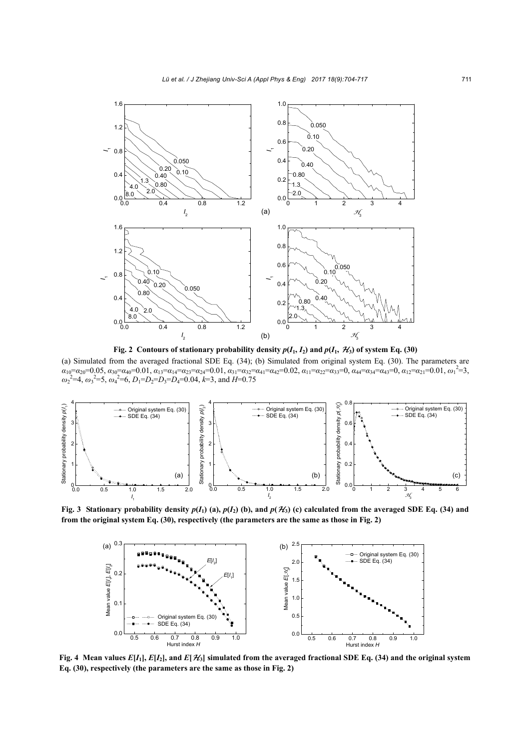**Fig. 2 Contours of stationary probability density $p(I_1, I_2)$ and $p(I_1, \mathcal{H}_3)$ of system Eq. (30)**

(a) Simulated from the averaged fractional SDE Eq. (34); (b) Simulated from original system Eq. (30). The parameters are $\alpha_{10}=\alpha_{20}=0.05$, $\alpha_{30}=\alpha_{40}=0.01$, $\alpha_{13}=\alpha_{14}=\alpha_{23}=\alpha_{24}=0.01$, $\alpha_{31}=\alpha_{32}=\alpha_{41}=\alpha_{42}=0.02$, $\alpha_{11}=\alpha_{22}=\alpha_{33}=0$, $\alpha_{44}=\alpha_{34}=\alpha_{43}=0$, $\alpha_{12}=\alpha_{21}=0.01$, $\omega_1^2=3$, $\omega_2^2=4$, $\omega_3^2=5$, $\omega_4^2=6$, $D_1=D_2=D_3=D_4=0.04$, $k=3$, and $H=0.75$

**Fig. 3 Stationary probability density $p(I_1)$ (a), $p(I_2)$ (b), and $p(\mathcal{H}_3)$ (c) calculated from the averaged SDE Eq. (34) and from the original system Eq. (30), respectively (the parameters are the same as those in Fig. 2)**

**Fig. 4 Mean values $E[I_1]$, $E[I_2]$, and $E[\mathcal{H}_3]$ simulated from the averaged fractional SDE Eq. (34) and the original system Eq. (30), respectively (the parameters are the same as those in Fig. 2)**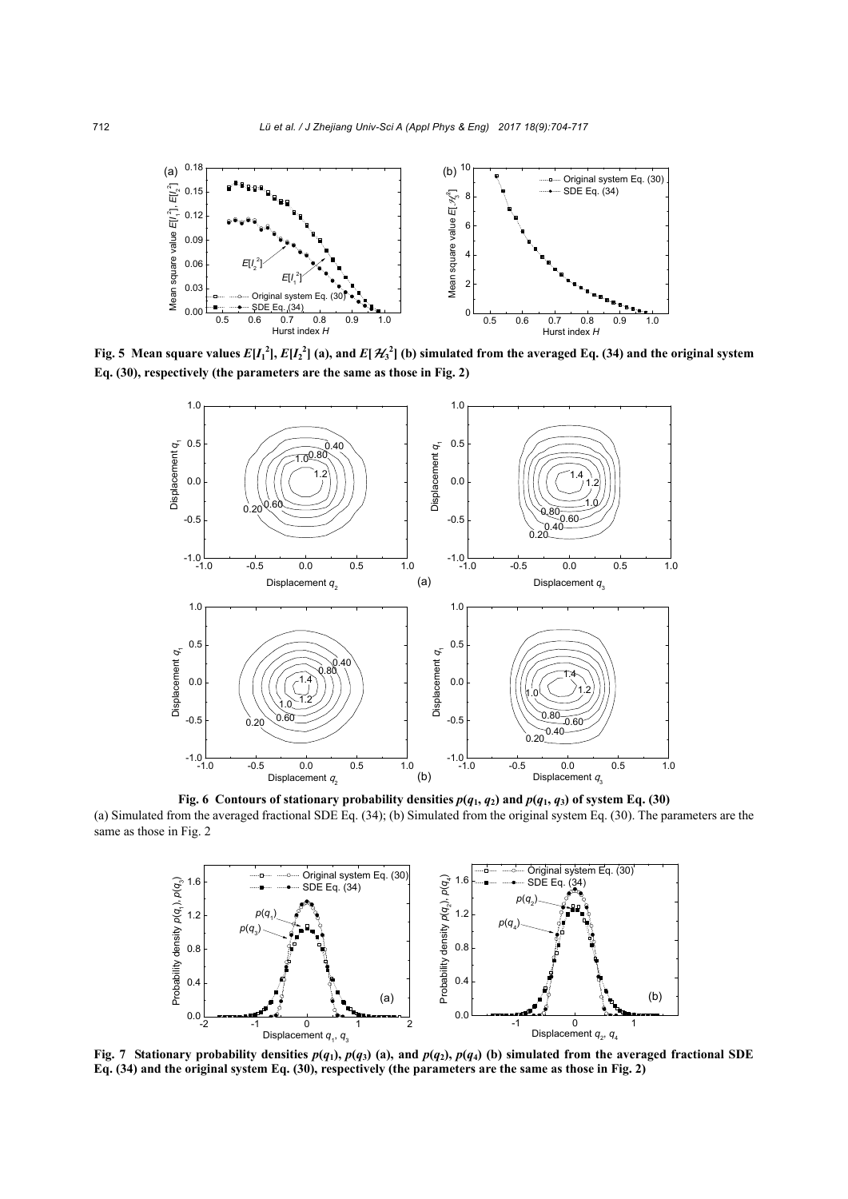Fig. 5 Mean square values $E[I_1^2]$, $E[I_2^2]$ (a), and $E[\mathcal{H}_3^2]$ (b) simulated from the averaged Eq. (34) and the original system Eq. (30), respectively (the parameters are the same as those in Fig. 2)

Fig. 6 Contours of stationary probability densities $p(q_1, q_2)$ and $p(q_1, q_3)$ of system Eq. (30)

(a) Simulated from the averaged fractional SDE Eq. (34); (b) Simulated from the original system Eq. (30). The parameters are the same as those in Fig. 2

Fig. 7 Stationary probability densities $p(q_1)$, $p(q_3)$ (a), and $p(q_2)$, $p(q_4)$ (b) simulated from the averaged fractional SDE Eq. (34) and the original system Eq. (30), respectively (the parameters are the same as those in Fig. 2)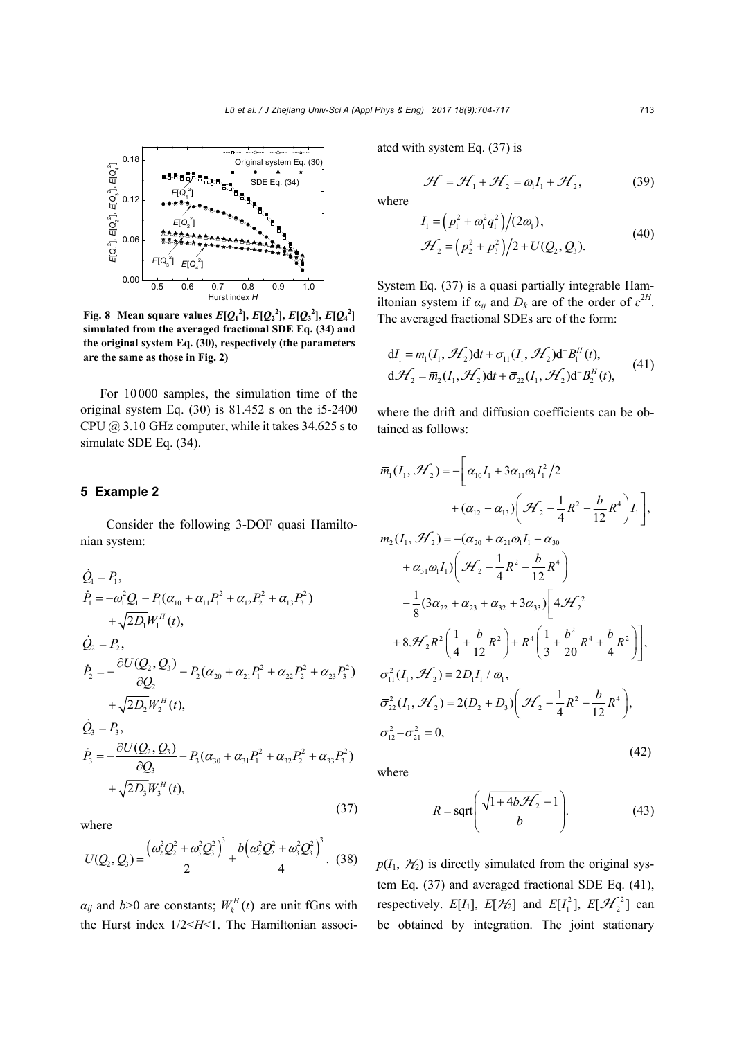Fig. 8 Mean square values $E[Q_1^2]$, $E[Q_2^2]$, $E[Q_3^2]$, $E[Q_4^2]$ simulated from the averaged fractional SDE Eq. (34) and the original system Eq. (30), respectively (the parameters are the same as those in Fig. 2)

For 10000 samples, the simulation time of the original system Eq. (30) is 81.452 s on the i5-2400 CPU @ 3.10 GHz computer, while it takes 34.625 s to simulate SDE Eq. (34).

## 5 Example 2

Consider the following 3-DOF quasi Hamiltonian system:

$$
\begin{aligned}
\dot{Q}_1 &= P_1, \\
\dot{P}_1 &= -\omega_1^2 Q_1 - P_1(\alpha_{10} + \alpha_{11}P_1^2 + \alpha_{12}P_2^2 + \alpha_{13}P_3^2) \\
&\quad + \sqrt{2D_1} W_1^H(t), \\
\dot{Q}_2 &= P_2, \\
\dot{P}_2 &= -\frac{\partial U(Q_2, Q_3)}{\partial Q_2} - P_2(\alpha_{20} + \alpha_{21}P_1^2 + \alpha_{22}P_2^2 + \alpha_{23}P_3^2) \\
&\quad + \sqrt{2D_2} W_2^H(t), \\
\dot{Q}_3 &= P_3, \\
\dot{P}_3 &= -\frac{\partial U(Q_2, Q_3)}{\partial Q_3} - P_3(\alpha_{30} + \alpha_{31}P_1^2 + \alpha_{32}P_2^2 + \alpha_{33}P_3^2) \\
&\quad + \sqrt{2D_3} W_3^H(t),
\end{aligned}
\tag{37}
$$

where

$$
U(Q_2, Q_3) = \frac{\left(\omega_2^2 Q_2^2 + \omega_3^2 Q_3^2\right)^3}{2} + \frac{b\left(\omega_2^2 Q_2^2 + \omega_3^2 Q_3^2\right)^3}{4}. \tag{38}
$$

$\alpha_{ij}$ and $b>0$ are constants; $W_k^H(t)$ are unit fGns with the Hurst index $1/2<H<1$. The Hamiltonian associated with system Eq. (37) is

$$
\mathcal{H} = \mathcal{H}_1 + \mathcal{H}_2 = \omega_1 I_1 + \mathcal{H}_2, \tag{39}
$$

where

$$
\begin{aligned}
I_1 &= \left(p_1^2 + \omega_1^2 q_1^2\right) / (2\omega_1), \\
\mathcal{H}_2 &= \left(p_2^2 + p_3^2\right)/2 + U(Q_2, Q_3).
\end{aligned}
\tag{40}
$$

System Eq. (37) is a quasi partially integrable Hamiltonian system if $\alpha_{ij}$ and $D_k$ are of the order of $\varepsilon^{2H}$. The averaged fractional SDEs are of the form:

$$
\begin{aligned}
\mathrm{d}I_1 &= \bar{m}_1(I_1, \mathcal{H}_2)\mathrm{d}t + \bar{\sigma}_{11}(I_1, \mathcal{H}_2)\mathrm{d}^- B_1^H(t), \\
\mathrm{d}\mathcal{H}_2 &= \bar{m}_2(I_1, \mathcal{H}_2)\mathrm{d}t + \bar{\sigma}_{22}(I_1, \mathcal{H}_2)\mathrm{d}^- B_2^H(t),
\end{aligned}
\tag{41}
$$

where the drift and diffusion coefficients can be obtained as follows:

$$
\begin{aligned}
\bar{m}_1(I_1, \mathcal{H}_2) &= -\bigg[\alpha_{10} I_1 + 3\alpha_{11}\omega_1 I_1^2/2 \\
&\quad + (\alpha_{12} + \alpha_{13})\left(\mathcal{H}_2 - \frac{1}{4}R^2 - \frac{b}{12}R^4\right) I_1\bigg], \\
\bar{m}_2(I_1, \mathcal{H}_2) &= -(\alpha_{20} + \alpha_{21}\omega_1 I_1 + \alpha_{30} \\
&\quad + \alpha_{31}\omega_1 I_1)\left(\mathcal{H}_2 - \frac{1}{4}R^2 - \frac{b}{12}R^4\right) \\
&\quad - \frac{1}{8}(3\alpha_{22} + \alpha_{23} + \alpha_{32} + 3\alpha_{33})\bigg[4\mathcal{H}_2^2 \\
&\quad + 8\mathcal{H}_2 R^2\left(\frac{1}{4} + \frac{b}{12}R^2\right) + R^4\left(\frac{1}{3} + \frac{b^2}{20}R^4 + \frac{b}{4}R^2\right)\bigg], \\
\bar{\sigma}_{11}^2(I_1, \mathcal{H}_2) &= 2D_1 I_1 / \omega_1, \\
\bar{\sigma}_{22}^2(I_1, \mathcal{H}_2) &= 2(D_2 + D_3)\left(\mathcal{H}_2 - \frac{1}{4}R^2 - \frac{b}{12}R^4\right), \\
\bar{\sigma}_{12}^2 &= \bar{\sigma}_{21}^2 = 0,
\end{aligned}
\tag{42}
$$

where

$$
R = \mathrm{sqrt}\left(\frac{\sqrt{1+4b\mathcal{H}_2} - 1}{b}\right). \tag{43}
$$

$p(I_1, \mathcal{H}_2)$ is directly simulated from the original system Eq. (37) and averaged fractional SDE Eq. (41), respectively. $E[I_1]$, $E[\mathcal{H}_2]$ and $E[I_1^2]$, $E[\mathcal{H}_2^2]$ can be obtained by integration. The joint stationary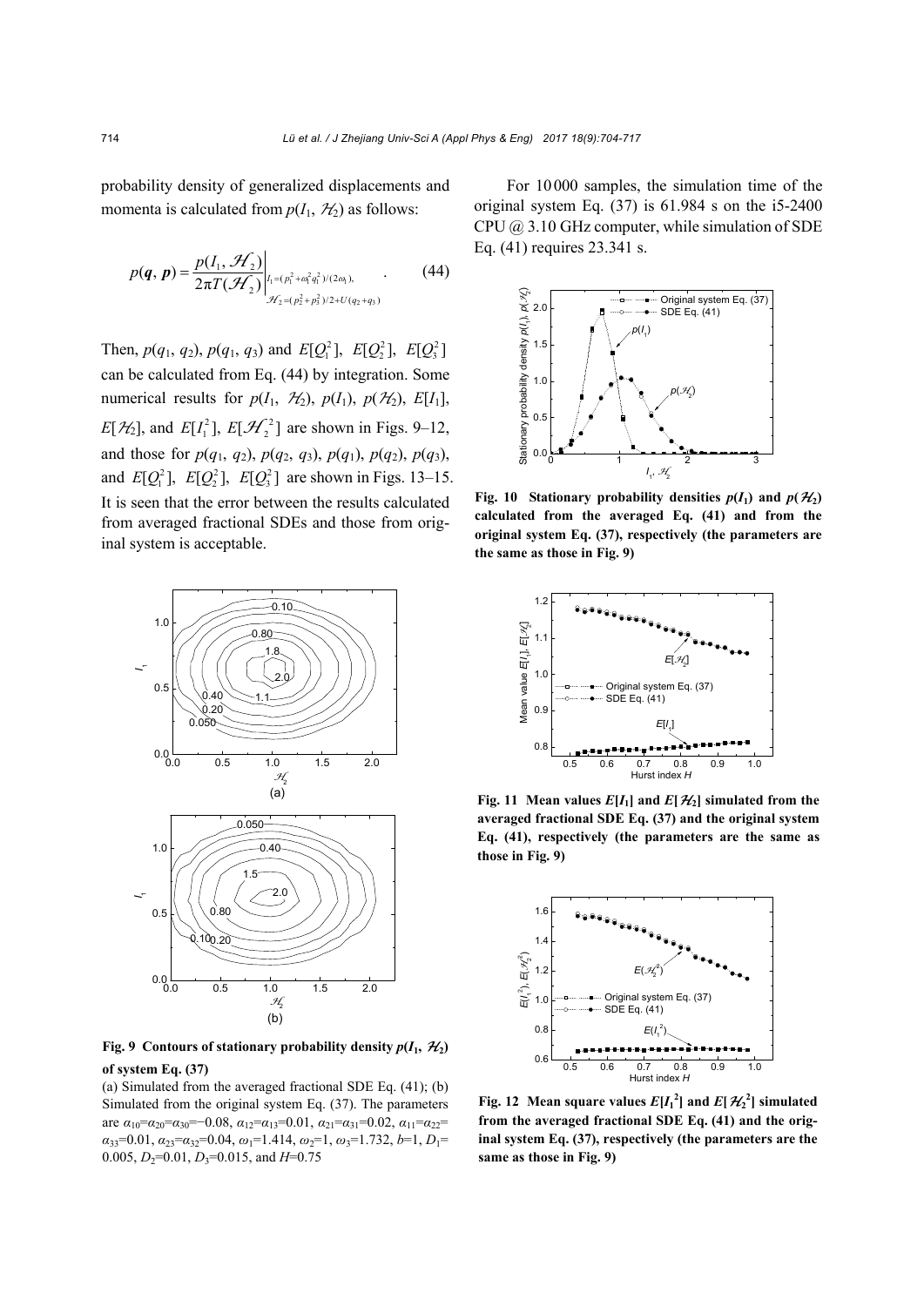probability density of generalized displacements and momenta is calculated from $p(I_1, \mathcal{H}_2)$ as follows:

$$p(\boldsymbol{q}, \boldsymbol{p}) = \left. \frac{p(I_1, \mathcal{H}_2)}{2\pi T(\mathcal{H}_2)} \right|_{\substack{I_1=(p_1^2+\omega_1^2 q_1^2)/(2\omega_1), \\ \mathcal{H}_2=(p_2^2+p_3^2)/2+U(q_2+q_3)}} . \tag{44}$$

Then, $p(q_1, q_2)$, $p(q_1, q_3)$ and $E[Q_1^2]$, $E[Q_2^2]$, $E[Q_3^2]$ can be calculated from Eq. (44) by integration. Some numerical results for $p(I_1, \mathcal{H}_2)$, $p(I_1)$, $p(\mathcal{H}_2)$, $E[I_1]$, $E[\mathcal{H}_2]$, and $E[I_1^2]$, $E[\mathcal{H}_2^2]$ are shown in Figs. 9–12, and those for $p(q_1, q_2)$, $p(q_2, q_3)$, $p(q_1)$, $p(q_2)$, $p(q_3)$, and $E[Q_1^2]$, $E[Q_2^2]$, $E[Q_3^2]$ are shown in Figs. 13–15. It is seen that the error between the results calculated from averaged fractional SDEs and those from original system is acceptable.

**Fig. 9 Contours of stationary probability density $p(I_1, \mathcal{H}_2)$ of system Eq. (37)**

(a) Simulated from the averaged fractional SDE Eq. (41); (b) Simulated from the original system Eq. (37). The parameters are $\alpha_{10}=\alpha_{20}=\alpha_{30}=-0.08$, $\alpha_{12}=\alpha_{13}=0.01$, $\alpha_{21}=\alpha_{31}=0.02$, $\alpha_{11}=\alpha_{22}=\alpha_{33}=0.01$, $\alpha_{23}=\alpha_{32}=0.04$, $\omega_1=1.414$, $\omega_2=1$, $\omega_3=1.732$, $b=1$, $D_1=0.005$, $D_2=0.01$, $D_3=0.015$, and $H=0.75$

For 10000 samples, the simulation time of the original system Eq. (37) is 61.984 s on the i5-2400 CPU @ 3.10 GHz computer, while simulation of SDE Eq. (41) requires 23.341 s.

**Fig. 10 Stationary probability densities $p(I_1)$ and $p(\mathcal{H}_2)$ calculated from the averaged Eq. (41) and from the original system Eq. (37), respectively (the parameters are the same as those in Fig. 9)**

**Fig. 11 Mean values $E[I_1]$ and $E[\mathcal{H}_2]$ simulated from the averaged fractional SDE Eq. (37) and the original system Eq. (41), respectively (the parameters are the same as those in Fig. 9)**

**Fig. 12 Mean square values $E[I_1^2]$ and $E[\mathcal{H}_2^2]$ simulated from the averaged fractional SDE Eq. (41) and the original system Eq. (37), respectively (the parameters are the same as those in Fig. 9)**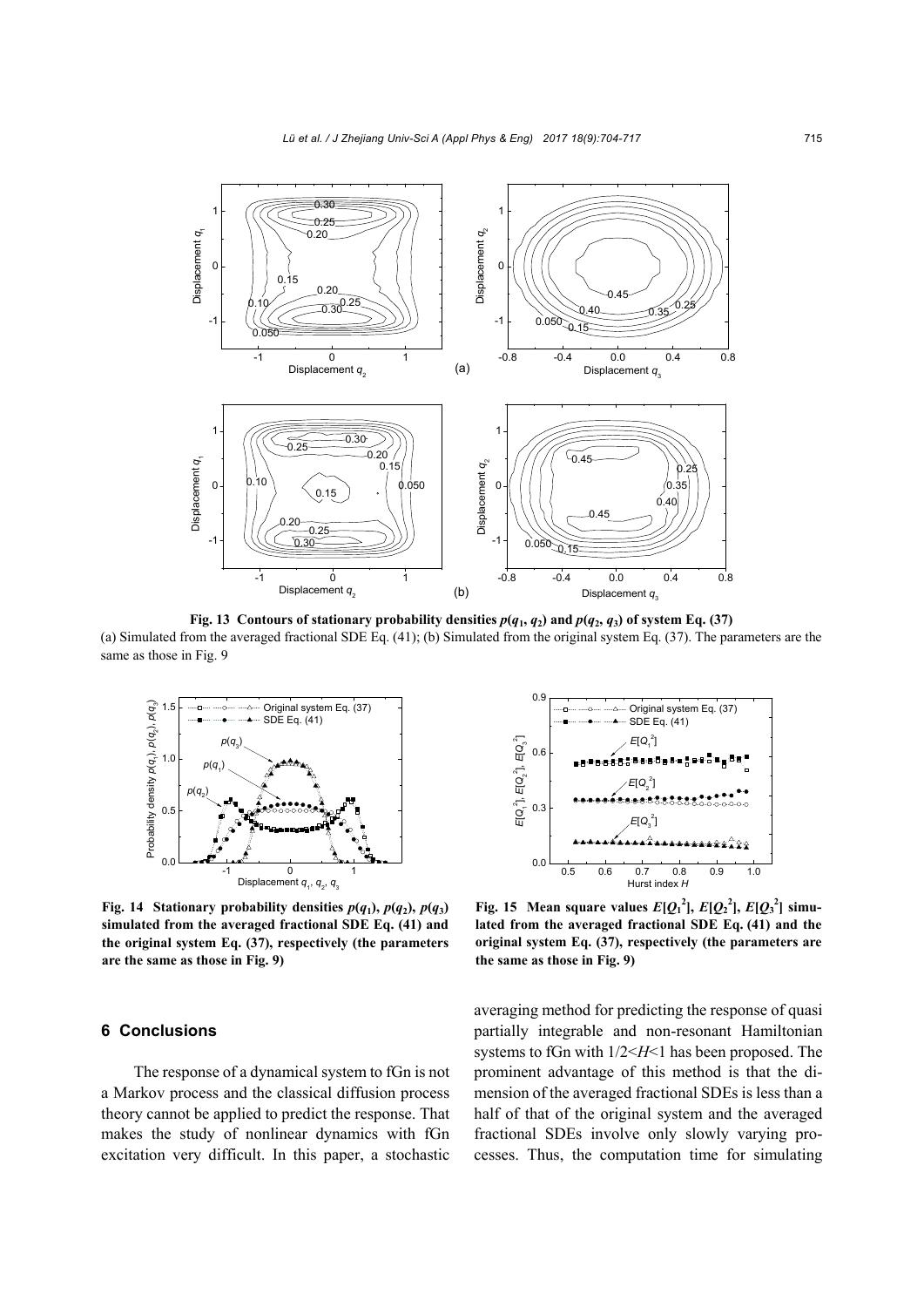**Fig. 13 Contours of stationary probability densities $p(q_1, q_2)$ and $p(q_2, q_3)$ of system Eq. (37)**
(a) Simulated from the averaged fractional SDE Eq. (41); (b) Simulated from the original system Eq. (37). The parameters are the same as those in Fig. 9

**Fig. 14 Stationary probability densities $p(q_1)$, $p(q_2)$, $p(q_3)$ simulated from the averaged fractional SDE Eq. (41) and the original system Eq. (37), respectively (the parameters are the same as those in Fig. 9)**

**Fig. 15 Mean square values $E[Q_1^2]$, $E[Q_2^2]$, $E[Q_3^2]$ simulated from the averaged fractional SDE Eq. (41) and the original system Eq. (37), respectively (the parameters are the same as those in Fig. 9)**

## 6 Conclusions

The response of a dynamical system to fGn is not a Markov process and the classical diffusion process theory cannot be applied to predict the response. That makes the study of nonlinear dynamics with fGn excitation very difficult. In this paper, a stochastic averaging method for predicting the response of quasi partially integrable and non-resonant Hamiltonian systems to fGn with $1/2<H<1$ has been proposed. The prominent advantage of this method is that the dimension of the averaged fractional SDEs is less than a half of that of the original system and the averaged fractional SDEs involve only slowly varying processes. Thus, the computation time for simulating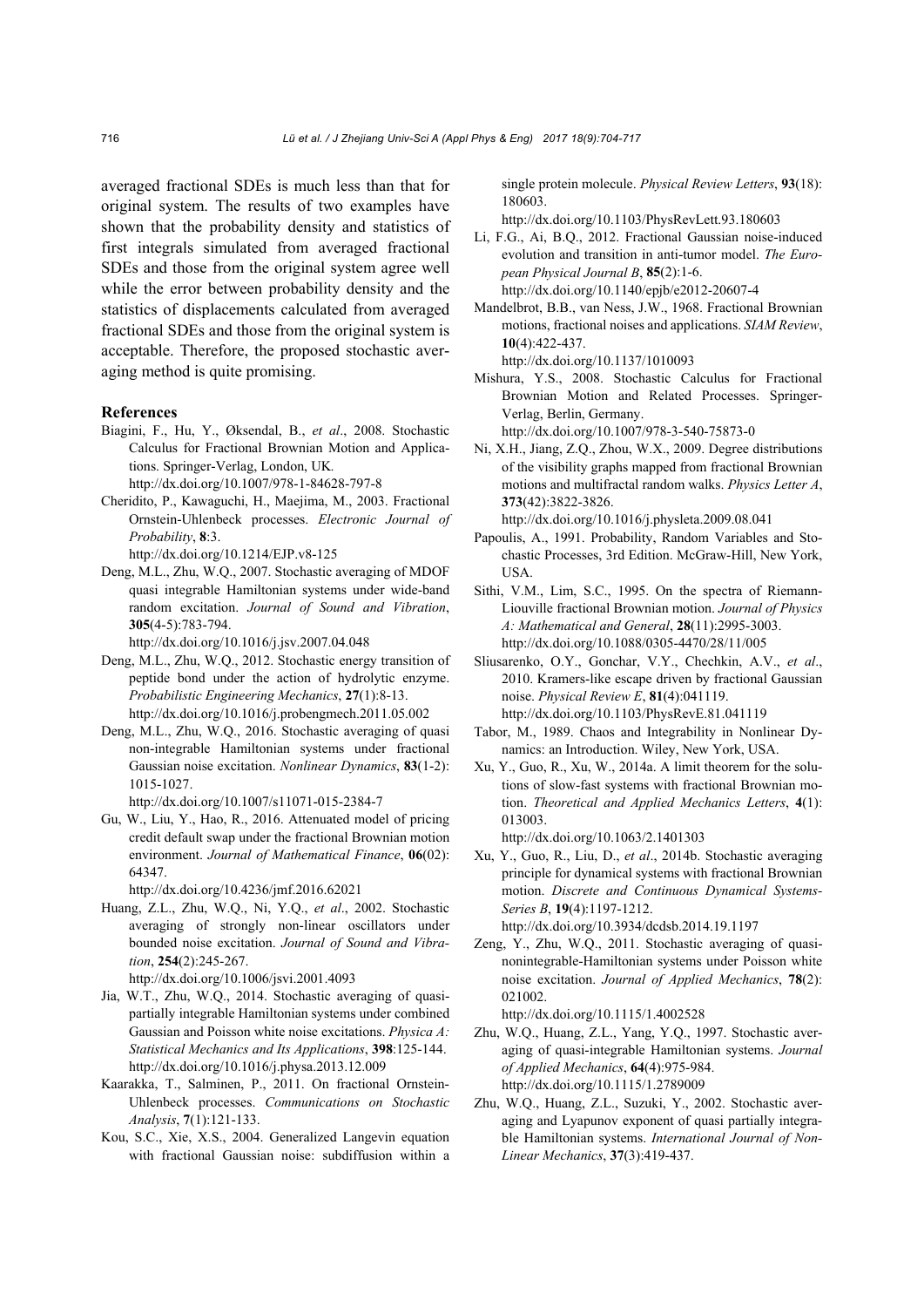averaged fractional SDEs is much less than that for original system. The results of two examples have shown that the probability density and statistics of first integrals simulated from averaged fractional SDEs and those from the original system agree well while the error between probability density and the statistics of displacements calculated from averaged fractional SDEs and those from the original system is acceptable. Therefore, the proposed stochastic averaging method is quite promising.

## References

Biagini, F., Hu, Y., Øksendal, B., *et al*., 2008. Stochastic Calculus for Fractional Brownian Motion and Applications. Springer-Verlag, London, UK. http://dx.doi.org/10.1007/978-1-84628-797-8

Cheridito, P., Kawaguchi, H., Maejima, M., 2003. Fractional Ornstein-Uhlenbeck processes. *Electronic Journal of Probability*, **8**:3. http://dx.doi.org/10.1214/EJP.v8-125

Deng, M.L., Zhu, W.Q., 2007. Stochastic averaging of MDOF quasi integrable Hamiltonian systems under wide-band random excitation. *Journal of Sound and Vibration*, **305**(4-5):783-794. http://dx.doi.org/10.1016/j.jsv.2007.04.048

Deng, M.L., Zhu, W.Q., 2012. Stochastic energy transition of peptide bond under the action of hydrolytic enzyme. *Probabilistic Engineering Mechanics*, **27**(1):8-13. http://dx.doi.org/10.1016/j.probengmech.2011.05.002

Deng, M.L., Zhu, W.Q., 2016. Stochastic averaging of quasi non-integrable Hamiltonian systems under fractional Gaussian noise excitation. *Nonlinear Dynamics*, **83**(1-2): 1015-1027. http://dx.doi.org/10.1007/s11071-015-2384-7

Gu, W., Liu, Y., Hao, R., 2016. Attenuated model of pricing credit default swap under the fractional Brownian motion environment. *Journal of Mathematical Finance*, **06**(02): 64347. http://dx.doi.org/10.4236/jmf.2016.62021

Huang, Z.L., Zhu, W.Q., Ni, Y.Q., *et al*., 2002. Stochastic averaging of strongly non-linear oscillators under bounded noise excitation. *Journal of Sound and Vibration*, **254**(2):245-267. http://dx.doi.org/10.1006/jsvi.2001.4093

Jia, W.T., Zhu, W.Q., 2014. Stochastic averaging of quasi-partially integrable Hamiltonian systems under combined Gaussian and Poisson white noise excitations. *Physica A: Statistical Mechanics and Its Applications*, **398**:125-144. http://dx.doi.org/10.1016/j.physa.2013.12.009

Kaarakka, T., Salminen, P., 2011. On fractional Ornstein-Uhlenbeck processes. *Communications on Stochastic Analysis*, **7**(1):121-133.

Kou, S.C., Xie, X.S., 2004. Generalized Langevin equation with fractional Gaussian noise: subdiffusion within a single protein molecule. *Physical Review Letters*, **93**(18): 180603. http://dx.doi.org/10.1103/PhysRevLett.93.180603

Li, F.G., Ai, B.Q., 2012. Fractional Gaussian noise-induced evolution and transition in anti-tumor model. *The European Physical Journal B*, **85**(2):1-6. http://dx.doi.org/10.1140/epjb/e2012-20607-4

Mandelbrot, B.B., van Ness, J.W., 1968. Fractional Brownian motions, fractional noises and applications. *SIAM Review*, **10**(4):422-437. http://dx.doi.org/10.1137/1010093

Mishura, Y.S., 2008. Stochastic Calculus for Fractional Brownian Motion and Related Processes. Springer-Verlag, Berlin, Germany. http://dx.doi.org/10.1007/978-3-540-75873-0

Ni, X.H., Jiang, Z.Q., Zhou, W.X., 2009. Degree distributions of the visibility graphs mapped from fractional Brownian motions and multifractal random walks. *Physics Letter A*, **373**(42):3822-3826. http://dx.doi.org/10.1016/j.physleta.2009.08.041

Papoulis, A., 1991. Probability, Random Variables and Stochastic Processes, 3rd Edition. McGraw-Hill, New York, USA.

Sithi, V.M., Lim, S.C., 1995. On the spectra of Riemann-Liouville fractional Brownian motion. *Journal of Physics A: Mathematical and General*, **28**(11):2995-3003. http://dx.doi.org/10.1088/0305-4470/28/11/005

Sliusarenko, O.Y., Gonchar, V.Y., Chechkin, A.V., *et al*., 2010. Kramers-like escape driven by fractional Gaussian noise. *Physical Review E*, **81**(4):041119. http://dx.doi.org/10.1103/PhysRevE.81.041119

Tabor, M., 1989. Chaos and Integrability in Nonlinear Dynamics: an Introduction. Wiley, New York, USA.

Xu, Y., Guo, R., Xu, W., 2014a. A limit theorem for the solutions of slow-fast systems with fractional Brownian motion. *Theoretical and Applied Mechanics Letters*, **4**(1): 013003. http://dx.doi.org/10.1063/2.1401303

Xu, Y., Guo, R., Liu, D., *et al*., 2014b. Stochastic averaging principle for dynamical systems with fractional Brownian motion. *Discrete and Continuous Dynamical Systems-Series B*, **19**(4):1197-1212. http://dx.doi.org/10.3934/dcdsb.2014.19.1197

Zeng, Y., Zhu, W.Q., 2011. Stochastic averaging of quasi-nonintegrable-Hamiltonian systems under Poisson white noise excitation. *Journal of Applied Mechanics*, **78**(2): 021002. http://dx.doi.org/10.1115/1.4002528

Zhu, W.Q., Huang, Z.L., Yang, Y.Q., 1997. Stochastic averaging of quasi-integrable Hamiltonian systems. *Journal of Applied Mechanics*, **64**(4):975-984. http://dx.doi.org/10.1115/1.2789009

Zhu, W.Q., Huang, Z.L., Suzuki, Y., 2002. Stochastic averaging and Lyapunov exponent of quasi partially integrable Hamiltonian systems. *International Journal of Non-Linear Mechanics*, **37**(3):419-437.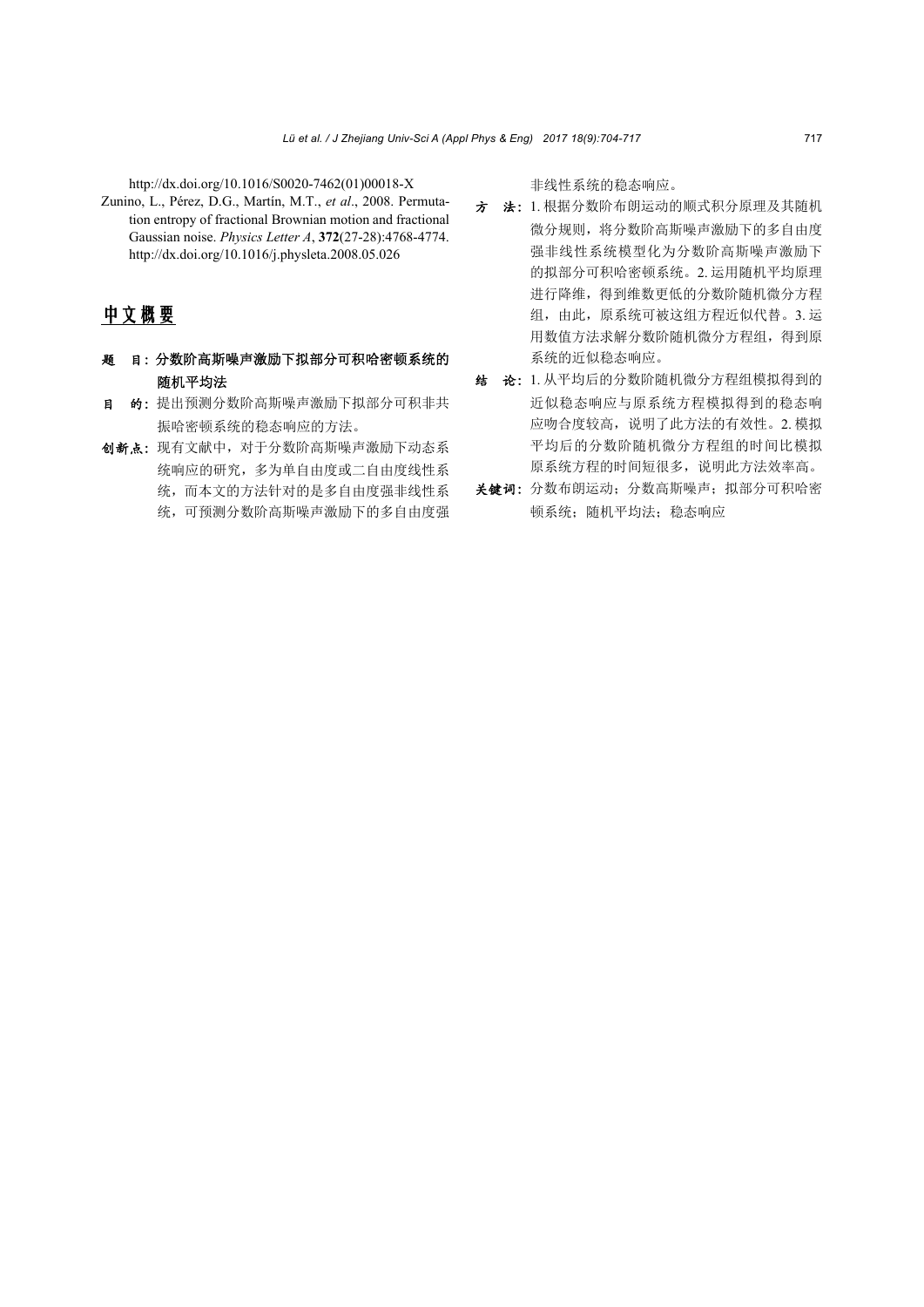http://dx.doi.org/10.1016/S0020-7462(01)00018-X

Zunino, L., Pérez, D.G., Martín, M.T., *et al*., 2008. Permutation entropy of fractional Brownian motion and fractional Gaussian noise. *Physics Letter A*, **372**(27-28):4768-4774. http://dx.doi.org/10.1016/j.physleta.2008.05.026

## 中文概要

**题　目：分数阶高斯噪声激励下拟部分可积哈密顿系统的随机平均法**

**目　的：**提出预测分数阶高斯噪声激励下拟部分可积非共振哈密顿系统的稳态响应的方法。

**创新点：**现有文献中，对于分数阶高斯噪声激励下动态系统响应的研究，多为单自由度或二自由度线性系统，而本文的方法针对的是多自由度强非线性系统，可预测分数阶高斯噪声激励下的多自由度强非线性系统的稳态响应。

**方　法：**1. 根据分数阶布朗运动的顺式积分原理及其随机微分规则，将分数阶高斯噪声激励下的多自由度强非线性系统模型化为分数阶高斯噪声激励下的拟部分可积哈密顿系统。2. 运用随机平均原理进行降维，得到维数更低的分数阶随机微分方程组，由此，原系统可被这组方程近似代替。3. 运用数值方法求解分数阶随机微分方程组，得到原系统的近似稳态响应。

**结　论：**1. 从平均后的分数阶随机微分方程组模拟得到的近似稳态响应与原系统方程模拟得到的稳态响应吻合度较高，说明了此方法的有效性。2. 模拟平均后的分数阶随机微分方程组的时间比模拟原系统方程的时间短很多，说明此方法效率高。

**关键词：**分数布朗运动；分数高斯噪声；拟部分可积哈密顿系统；随机平均法；稳态响应